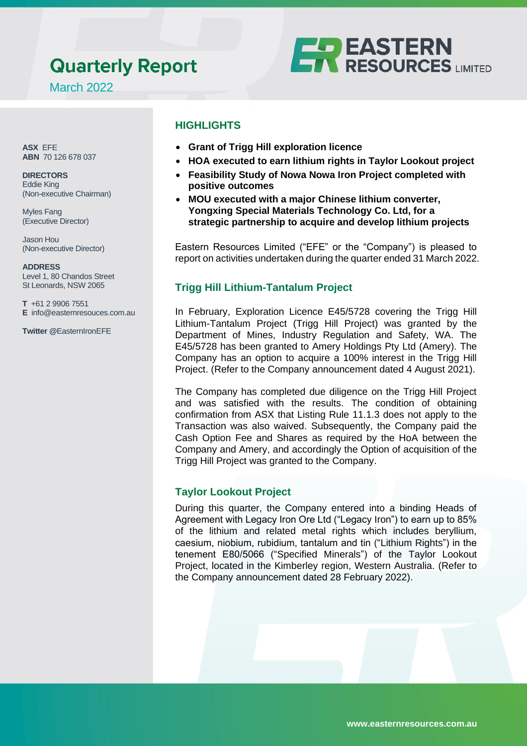# Quarterly Report

March 2022

EASTERN RESOURCES LIMITED

**ASX** EFE
**ABN** 70 126 678 037

**DIRECTORS**
Eddie King
(Non-executive Chairman)

Myles Fang
(Executive Director)

Jason Hou
(Non-executive Director)

**ADDRESS**
Level 1, 80 Chandos Street
St Leonards, NSW 2065

**T** +61 2 9906 7551
**E** info@easternresouces.com.au

**Twitter** @EasternIronEFE

## HIGHLIGHTS

- **Grant of Trigg Hill exploration licence**
- **HOA executed to earn lithium rights in Taylor Lookout project**
- **Feasibility Study of Nowa Nowa Iron Project completed with positive outcomes**
- **MOU executed with a major Chinese lithium converter, Yongxing Special Materials Technology Co. Ltd, for a strategic partnership to acquire and develop lithium projects**

Eastern Resources Limited ("EFE" or the "Company") is pleased to report on activities undertaken during the quarter ended 31 March 2022.

## Trigg Hill Lithium-Tantalum Project

In February, Exploration Licence E45/5728 covering the Trigg Hill Lithium-Tantalum Project (Trigg Hill Project) was granted by the Department of Mines, Industry Regulation and Safety, WA. The E45/5728 has been granted to Amery Holdings Pty Ltd (Amery). The Company has an option to acquire a 100% interest in the Trigg Hill Project. (Refer to the Company announcement dated 4 August 2021).

The Company has completed due diligence on the Trigg Hill Project and was satisfied with the results. The condition of obtaining confirmation from ASX that Listing Rule 11.1.3 does not apply to the Transaction was also waived. Subsequently, the Company paid the Cash Option Fee and Shares as required by the HoA between the Company and Amery, and accordingly the Option of acquisition of the Trigg Hill Project was granted to the Company.

## Taylor Lookout Project

During this quarter, the Company entered into a binding Heads of Agreement with Legacy Iron Ore Ltd ("Legacy Iron") to earn up to 85% of the lithium and related metal rights which includes beryllium, caesium, niobium, rubidium, tantalum and tin ("Lithium Rights") in the tenement E80/5066 ("Specified Minerals") of the Taylor Lookout Project, located in the Kimberley region, Western Australia. (Refer to the Company announcement dated 28 February 2022).

www.easternresources.com.au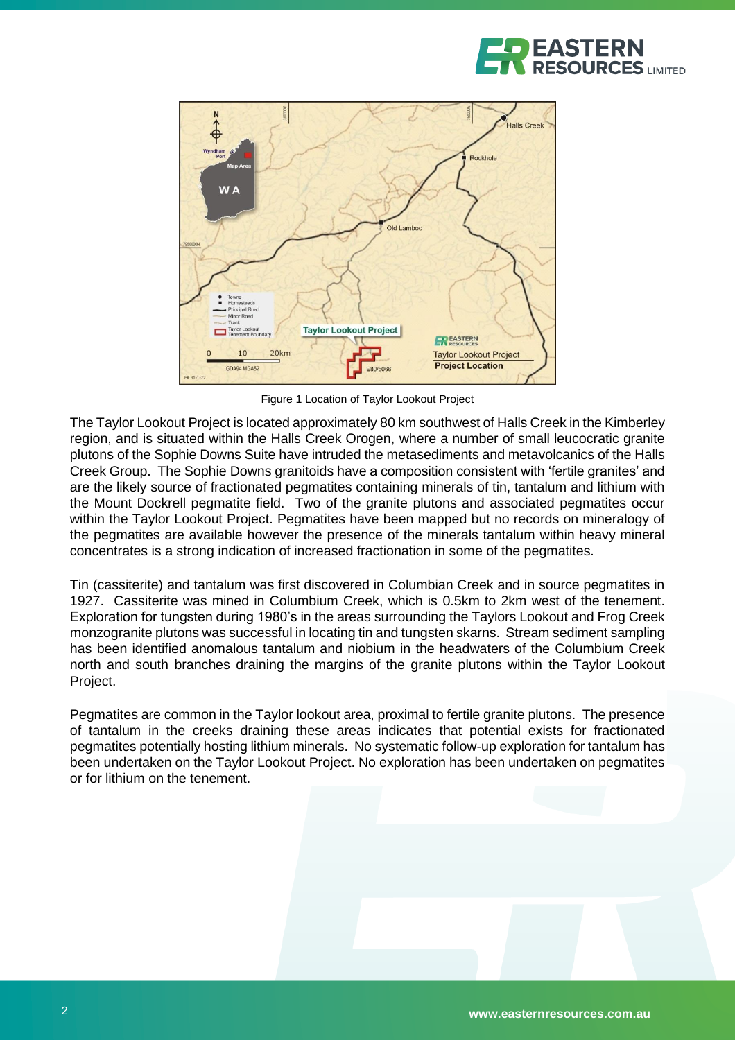Figure 1 Location of Taylor Lookout Project

The Taylor Lookout Project is located approximately 80 km southwest of Halls Creek in the Kimberley region, and is situated within the Halls Creek Orogen, where a number of small leucocratic granite plutons of the Sophie Downs Suite have intruded the metasediments and metavolcanics of the Halls Creek Group. The Sophie Downs granitoids have a composition consistent with 'fertile granites' and are the likely source of fractionated pegmatites containing minerals of tin, tantalum and lithium with the Mount Dockrell pegmatite field. Two of the granite plutons and associated pegmatites occur within the Taylor Lookout Project. Pegmatites have been mapped but no records on mineralogy of the pegmatites are available however the presence of the minerals tantalum within heavy mineral concentrates is a strong indication of increased fractionation in some of the pegmatites.

Tin (cassiterite) and tantalum was first discovered in Columbian Creek and in source pegmatites in 1927. Cassiterite was mined in Columbium Creek, which is 0.5km to 2km west of the tenement. Exploration for tungsten during 1980's in the areas surrounding the Taylors Lookout and Frog Creek monzogranite plutons was successful in locating tin and tungsten skarns. Stream sediment sampling has been identified anomalous tantalum and niobium in the headwaters of the Columbium Creek north and south branches draining the margins of the granite plutons within the Taylor Lookout Project.

Pegmatites are common in the Taylor lookout area, proximal to fertile granite plutons. The presence of tantalum in the creeks draining these areas indicates that potential exists for fractionated pegmatites potentially hosting lithium minerals. No systematic follow-up exploration for tantalum has been undertaken on the Taylor Lookout Project. No exploration has been undertaken on pegmatites or for lithium on the tenement.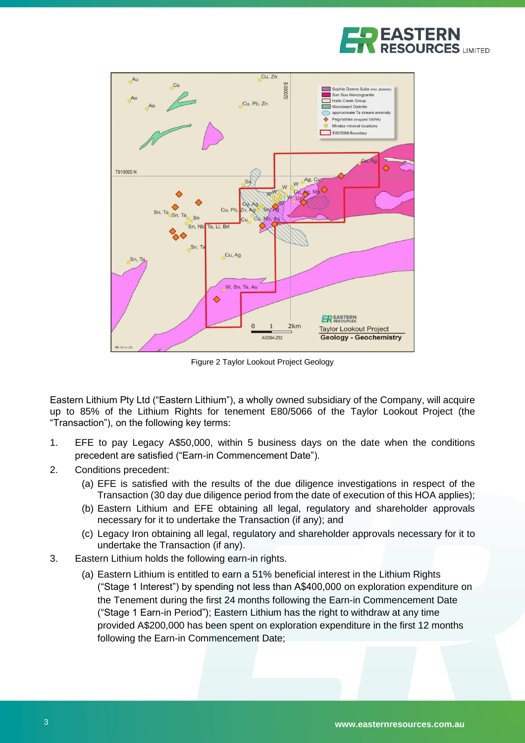Figure 2 Taylor Lookout Project Geology

Eastern Lithium Pty Ltd ("Eastern Lithium"), a wholly owned subsidiary of the Company, will acquire up to 85% of the Lithium Rights for tenement E80/5066 of the Taylor Lookout Project (the "Transaction"), on the following key terms:

1. EFE to pay Legacy A$50,000, within 5 business days on the date when the conditions precedent are satisfied ("Earn-in Commencement Date").
2. Conditions precedent:
   (a) EFE is satisfied with the results of the due diligence investigations in respect of the Transaction (30 day due diligence period from the date of execution of this HOA applies);
   (b) Eastern Lithium and EFE obtaining all legal, regulatory and shareholder approvals necessary for it to undertake the Transaction (if any); and
   (c) Legacy Iron obtaining all legal, regulatory and shareholder approvals necessary for it to undertake the Transaction (if any).
3. Eastern Lithium holds the following earn-in rights.
   (a) Eastern Lithium is entitled to earn a 51% beneficial interest in the Lithium Rights ("Stage 1 Interest") by spending not less than A$400,000 on exploration expenditure on the Tenement during the first 24 months following the Earn-in Commencement Date ("Stage 1 Earn-in Period"); Eastern Lithium has the right to withdraw at any time provided A$200,000 has been spent on exploration expenditure in the first 12 months following the Earn-in Commencement Date;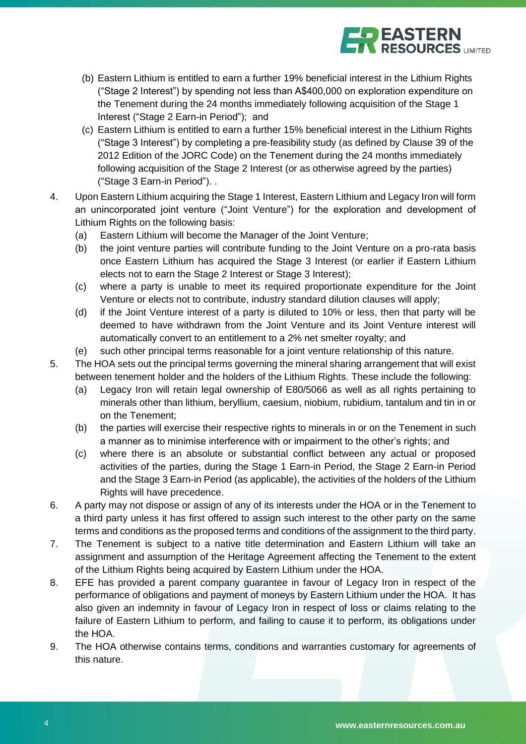(b) Eastern Lithium is entitled to earn a further 19% beneficial interest in the Lithium Rights ("Stage 2 Interest") by spending not less than A$400,000 on exploration expenditure on the Tenement during the 24 months immediately following acquisition of the Stage 1 Interest ("Stage 2 Earn-in Period"); and

(c) Eastern Lithium is entitled to earn a further 15% beneficial interest in the Lithium Rights ("Stage 3 Interest") by completing a pre-feasibility study (as defined by Clause 39 of the 2012 Edition of the JORC Code) on the Tenement during the 24 months immediately following acquisition of the Stage 2 Interest (or as otherwise agreed by the parties) ("Stage 3 Earn-in Period"). .

4. Upon Eastern Lithium acquiring the Stage 1 Interest, Eastern Lithium and Legacy Iron will form an unincorporated joint venture ("Joint Venture") for the exploration and development of Lithium Rights on the following basis:
   (a) Eastern Lithium will become the Manager of the Joint Venture;
   (b) the joint venture parties will contribute funding to the Joint Venture on a pro-rata basis once Eastern Lithium has acquired the Stage 3 Interest (or earlier if Eastern Lithium elects not to earn the Stage 2 Interest or Stage 3 Interest);
   (c) where a party is unable to meet its required proportionate expenditure for the Joint Venture or elects not to contribute, industry standard dilution clauses will apply;
   (d) if the Joint Venture interest of a party is diluted to 10% or less, then that party will be deemed to have withdrawn from the Joint Venture and its Joint Venture interest will automatically convert to an entitlement to a 2% net smelter royalty; and
   (e) such other principal terms reasonable for a joint venture relationship of this nature.

5. The HOA sets out the principal terms governing the mineral sharing arrangement that will exist between tenement holder and the holders of the Lithium Rights. These include the following:
   (a) Legacy Iron will retain legal ownership of E80/5066 as well as all rights pertaining to minerals other than lithium, beryllium, caesium, niobium, rubidium, tantalum and tin in or on the Tenement;
   (b) the parties will exercise their respective rights to minerals in or on the Tenement in such a manner as to minimise interference with or impairment to the other's rights; and
   (c) where there is an absolute or substantial conflict between any actual or proposed activities of the parties, during the Stage 1 Earn-in Period, the Stage 2 Earn-in Period and the Stage 3 Earn-in Period (as applicable), the activities of the holders of the Lithium Rights will have precedence.

6. A party may not dispose or assign of any of its interests under the HOA or in the Tenement to a third party unless it has first offered to assign such interest to the other party on the same terms and conditions as the proposed terms and conditions of the assignment to the third party.

7. The Tenement is subject to a native title determination and Eastern Lithium will take an assignment and assumption of the Heritage Agreement affecting the Tenement to the extent of the Lithium Rights being acquired by Eastern Lithium under the HOA.

8. EFE has provided a parent company guarantee in favour of Legacy Iron in respect of the performance of obligations and payment of moneys by Eastern Lithium under the HOA. It has also given an indemnity in favour of Legacy Iron in respect of loss or claims relating to the failure of Eastern Lithium to perform, and failing to cause it to perform, its obligations under the HOA.

9. The HOA otherwise contains terms, conditions and warranties customary for agreements of this nature.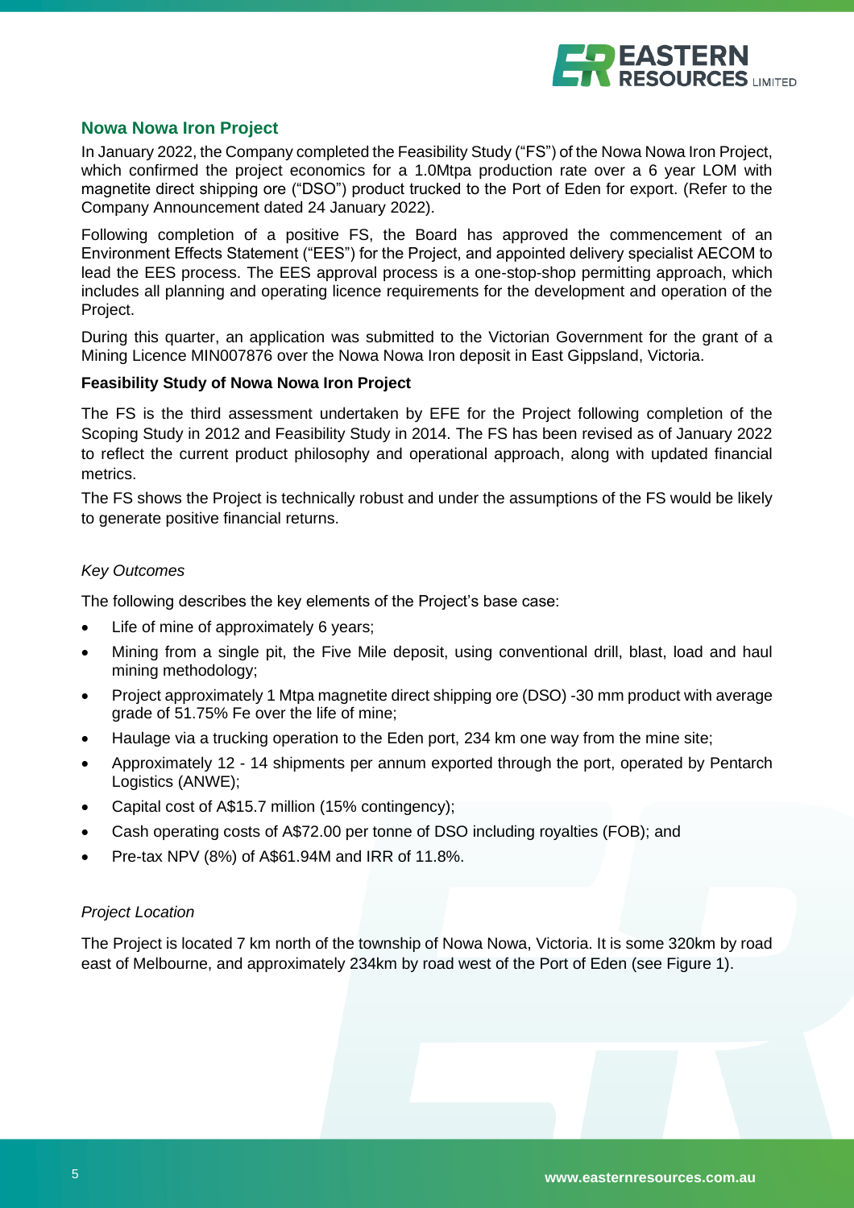## Nowa Nowa Iron Project

In January 2022, the Company completed the Feasibility Study ("FS") of the Nowa Nowa Iron Project, which confirmed the project economics for a 1.0Mtpa production rate over a 6 year LOM with magnetite direct shipping ore ("DSO") product trucked to the Port of Eden for export. (Refer to the Company Announcement dated 24 January 2022).

Following completion of a positive FS, the Board has approved the commencement of an Environment Effects Statement ("EES") for the Project, and appointed delivery specialist AECOM to lead the EES process. The EES approval process is a one-stop-shop permitting approach, which includes all planning and operating licence requirements for the development and operation of the Project.

During this quarter, an application was submitted to the Victorian Government for the grant of a Mining Licence MIN007876 over the Nowa Nowa Iron deposit in East Gippsland, Victoria.

**Feasibility Study of Nowa Nowa Iron Project**

The FS is the third assessment undertaken by EFE for the Project following completion of the Scoping Study in 2012 and Feasibility Study in 2014. The FS has been revised as of January 2022 to reflect the current product philosophy and operational approach, along with updated financial metrics.

The FS shows the Project is technically robust and under the assumptions of the FS would be likely to generate positive financial returns.

*Key Outcomes*

The following describes the key elements of the Project's base case:

- Life of mine of approximately 6 years;
- Mining from a single pit, the Five Mile deposit, using conventional drill, blast, load and haul mining methodology;
- Project approximately 1 Mtpa magnetite direct shipping ore (DSO) -30 mm product with average grade of 51.75% Fe over the life of mine;
- Haulage via a trucking operation to the Eden port, 234 km one way from the mine site;
- Approximately 12 - 14 shipments per annum exported through the port, operated by Pentarch Logistics (ANWE);
- Capital cost of A$15.7 million (15% contingency);
- Cash operating costs of A$72.00 per tonne of DSO including royalties (FOB); and
- Pre-tax NPV (8%) of A$61.94M and IRR of 11.8%.

*Project Location*

The Project is located 7 km north of the township of Nowa Nowa, Victoria. It is some 320km by road east of Melbourne, and approximately 234km by road west of the Port of Eden (see Figure 1).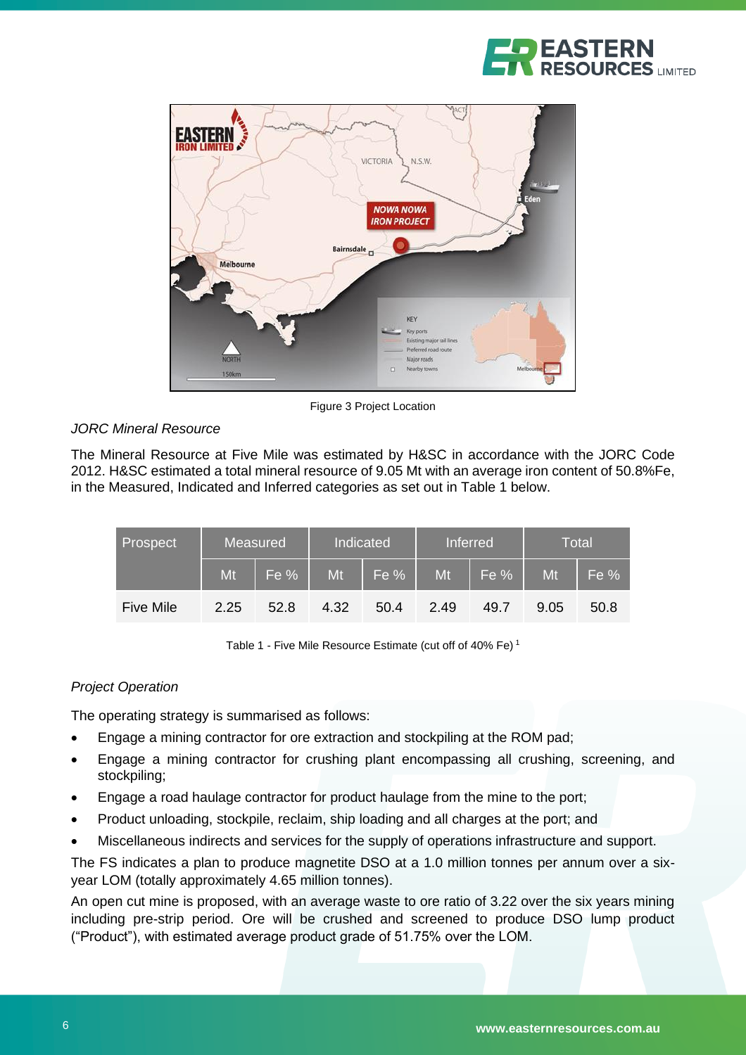Figure 3 Project Location

*JORC Mineral Resource*

The Mineral Resource at Five Mile was estimated by H&SC in accordance with the JORC Code 2012. H&SC estimated a total mineral resource of 9.05 Mt with an average iron content of 50.8%Fe, in the Measured, Indicated and Inferred categories as set out in Table 1 below.

| Prospect | Measured | | Indicated | | Inferred | | Total | |
|---|---|---|---|---|---|---|---|---|
| | Mt | Fe % | Mt | Fe % | Mt | Fe % | Mt | Fe % |
| Five Mile | 2.25 | 52.8 | 4.32 | 50.4 | 2.49 | 49.7 | 9.05 | 50.8 |

Table 1 - Five Mile Resource Estimate (cut off of 40% Fe) [1]

*Project Operation*

The operating strategy is summarised as follows:

- Engage a mining contractor for ore extraction and stockpiling at the ROM pad;
- Engage a mining contractor for crushing plant encompassing all crushing, screening, and stockpiling;
- Engage a road haulage contractor for product haulage from the mine to the port;
- Product unloading, stockpile, reclaim, ship loading and all charges at the port; and
- Miscellaneous indirects and services for the supply of operations infrastructure and support.

The FS indicates a plan to produce magnetite DSO at a 1.0 million tonnes per annum over a six-year LOM (totally approximately 4.65 million tonnes).

An open cut mine is proposed, with an average waste to ore ratio of 3.22 over the six years mining including pre-strip period. Ore will be crushed and screened to produce DSO lump product ("Product"), with estimated average product grade of 51.75% over the LOM.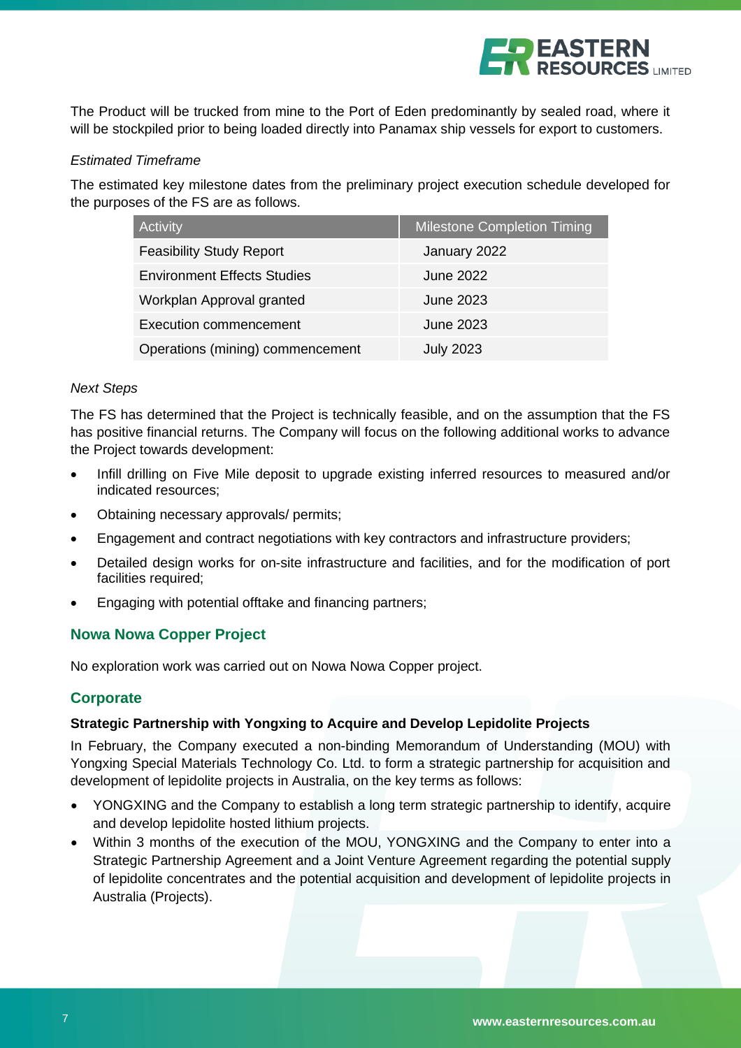The Product will be trucked from mine to the Port of Eden predominantly by sealed road, where it will be stockpiled prior to being loaded directly into Panamax ship vessels for export to customers.

*Estimated Timeframe*

The estimated key milestone dates from the preliminary project execution schedule developed for the purposes of the FS are as follows.

| Activity | Milestone Completion Timing |
| --- | --- |
| Feasibility Study Report | January 2022 |
| Environment Effects Studies | June 2022 |
| Workplan Approval granted | June 2023 |
| Execution commencement | June 2023 |
| Operations (mining) commencement | July 2023 |

*Next Steps*

The FS has determined that the Project is technically feasible, and on the assumption that the FS has positive financial returns. The Company will focus on the following additional works to advance the Project towards development:

- Infill drilling on Five Mile deposit to upgrade existing inferred resources to measured and/or indicated resources;
- Obtaining necessary approvals/ permits;
- Engagement and contract negotiations with key contractors and infrastructure providers;
- Detailed design works for on-site infrastructure and facilities, and for the modification of port facilities required;
- Engaging with potential offtake and financing partners;

## Nowa Nowa Copper Project

No exploration work was carried out on Nowa Nowa Copper project.

## Corporate

**Strategic Partnership with Yongxing to Acquire and Develop Lepidolite Projects**

In February, the Company executed a non-binding Memorandum of Understanding (MOU) with Yongxing Special Materials Technology Co. Ltd. to form a strategic partnership for acquisition and development of lepidolite projects in Australia, on the key terms as follows:

- YONGXING and the Company to establish a long term strategic partnership to identify, acquire and develop lepidolite hosted lithium projects.
- Within 3 months of the execution of the MOU, YONGXING and the Company to enter into a Strategic Partnership Agreement and a Joint Venture Agreement regarding the potential supply of lepidolite concentrates and the potential acquisition and development of lepidolite projects in Australia (Projects).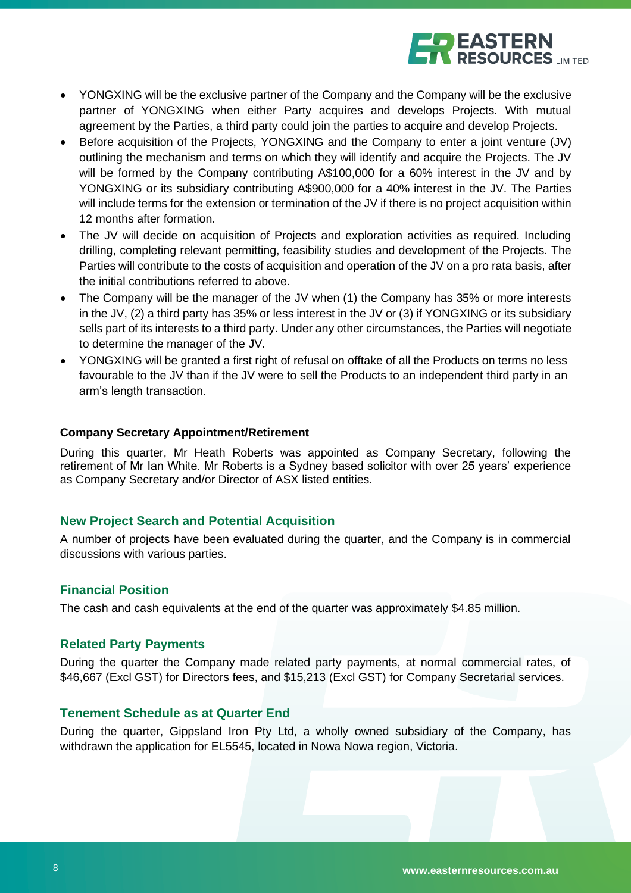- YONGXING will be the exclusive partner of the Company and the Company will be the exclusive partner of YONGXING when either Party acquires and develops Projects. With mutual agreement by the Parties, a third party could join the parties to acquire and develop Projects.
- Before acquisition of the Projects, YONGXING and the Company to enter a joint venture (JV) outlining the mechanism and terms on which they will identify and acquire the Projects. The JV will be formed by the Company contributing A$100,000 for a 60% interest in the JV and by YONGXING or its subsidiary contributing A$900,000 for a 40% interest in the JV. The Parties will include terms for the extension or termination of the JV if there is no project acquisition within 12 months after formation.
- The JV will decide on acquisition of Projects and exploration activities as required. Including drilling, completing relevant permitting, feasibility studies and development of the Projects. The Parties will contribute to the costs of acquisition and operation of the JV on a pro rata basis, after the initial contributions referred to above.
- The Company will be the manager of the JV when (1) the Company has 35% or more interests in the JV, (2) a third party has 35% or less interest in the JV or (3) if YONGXING or its subsidiary sells part of its interests to a third party. Under any other circumstances, the Parties will negotiate to determine the manager of the JV.
- YONGXING will be granted a first right of refusal on offtake of all the Products on terms no less favourable to the JV than if the JV were to sell the Products to an independent third party in an arm's length transaction.

**Company Secretary Appointment/Retirement**

During this quarter, Mr Heath Roberts was appointed as Company Secretary, following the retirement of Mr Ian White. Mr Roberts is a Sydney based solicitor with over 25 years' experience as Company Secretary and/or Director of ASX listed entities.

## New Project Search and Potential Acquisition

A number of projects have been evaluated during the quarter, and the Company is in commercial discussions with various parties.

## Financial Position

The cash and cash equivalents at the end of the quarter was approximately $4.85 million.

## Related Party Payments

During the quarter the Company made related party payments, at normal commercial rates, of $46,667 (Excl GST) for Directors fees, and $15,213 (Excl GST) for Company Secretarial services.

## Tenement Schedule as at Quarter End

During the quarter, Gippsland Iron Pty Ltd, a wholly owned subsidiary of the Company, has withdrawn the application for EL5545, located in Nowa Nowa region, Victoria.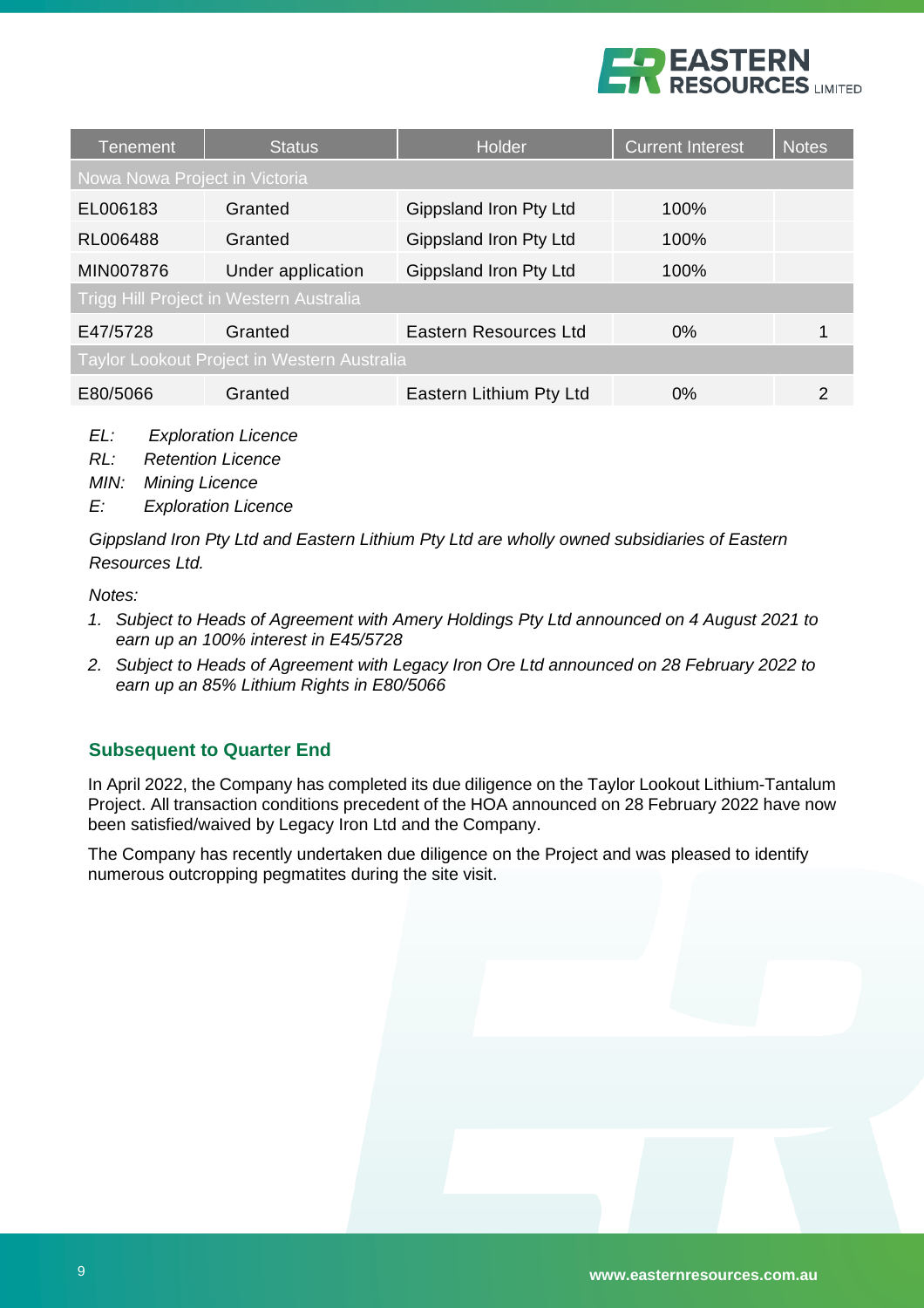| Tenement | Status | Holder | Current Interest | Notes |
|---|---|---|---|---|
| Nowa Nowa Project in Victoria | | | | |
| EL006183 | Granted | Gippsland Iron Pty Ltd | 100% | |
| RL006488 | Granted | Gippsland Iron Pty Ltd | 100% | |
| MIN007876 | Under application | Gippsland Iron Pty Ltd | 100% | |
| Trigg Hill Project in Western Australia | | | | |
| E47/5728 | Granted | Eastern Resources Ltd | 0% | 1 |
| Taylor Lookout Project in Western Australia | | | | |
| E80/5066 | Granted | Eastern Lithium Pty Ltd | 0% | 2 |

*EL: Exploration Licence*
*RL: Retention Licence*
*MIN: Mining Licence*
*E: Exploration Licence*

*Gippsland Iron Pty Ltd and Eastern Lithium Pty Ltd are wholly owned subsidiaries of Eastern Resources Ltd.*

*Notes:*

1. *Subject to Heads of Agreement with Amery Holdings Pty Ltd announced on 4 August 2021 to earn up an 100% interest in E45/5728*
2. *Subject to Heads of Agreement with Legacy Iron Ore Ltd announced on 28 February 2022 to earn up an 85% Lithium Rights in E80/5066*

## Subsequent to Quarter End

In April 2022, the Company has completed its due diligence on the Taylor Lookout Lithium-Tantalum Project. All transaction conditions precedent of the HOA announced on 28 February 2022 have now been satisfied/waived by Legacy Iron Ltd and the Company.

The Company has recently undertaken due diligence on the Project and was pleased to identify numerous outcropping pegmatites during the site visit.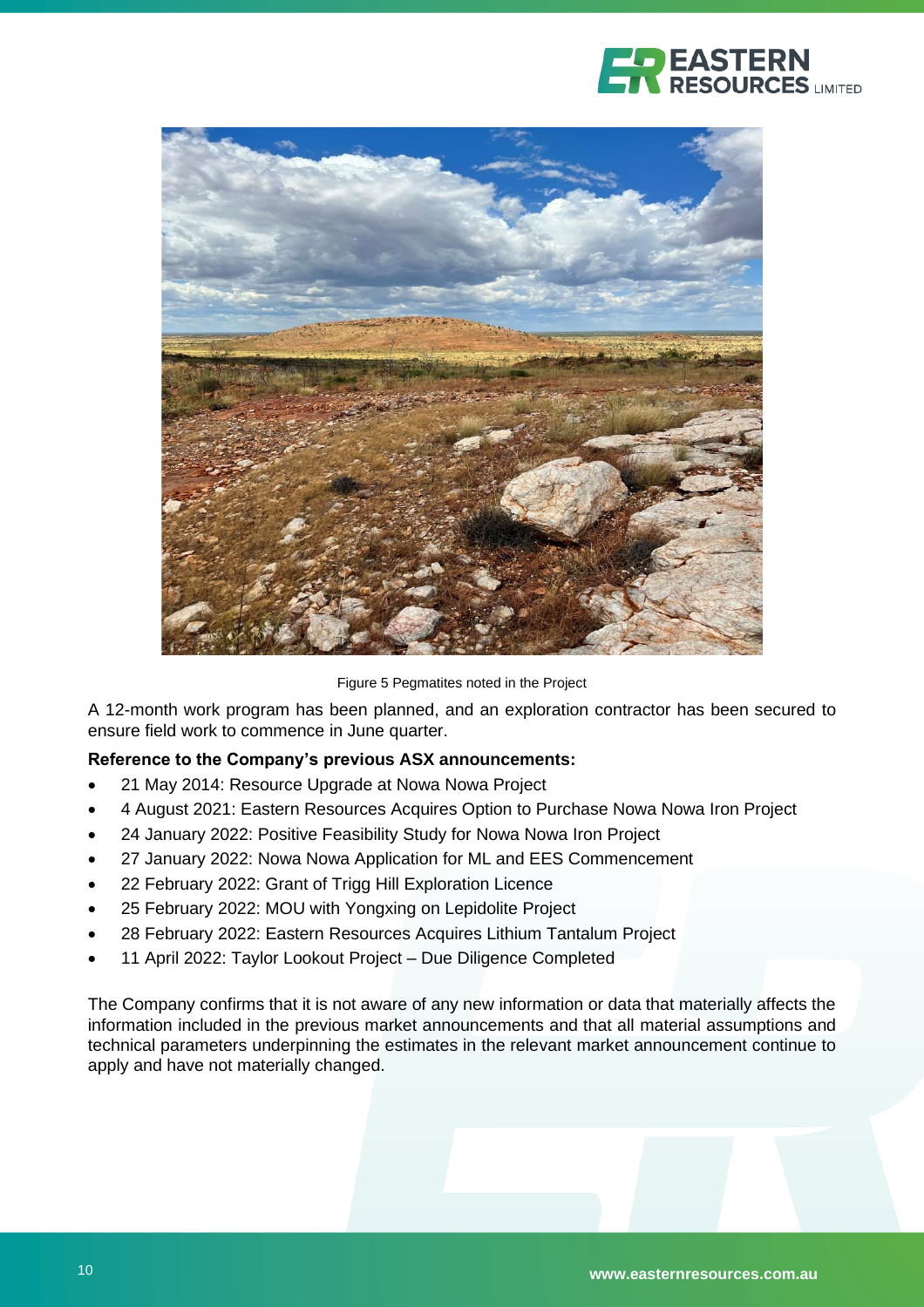Figure 5 Pegmatites noted in the Project

A 12-month work program has been planned, and an exploration contractor has been secured to ensure field work to commence in June quarter.

**Reference to the Company's previous ASX announcements:**

- 21 May 2014: Resource Upgrade at Nowa Nowa Project
- 4 August 2021: Eastern Resources Acquires Option to Purchase Nowa Nowa Iron Project
- 24 January 2022: Positive Feasibility Study for Nowa Nowa Iron Project
- 27 January 2022: Nowa Nowa Application for ML and EES Commencement
- 22 February 2022: Grant of Trigg Hill Exploration Licence
- 25 February 2022: MOU with Yongxing on Lepidolite Project
- 28 February 2022: Eastern Resources Acquires Lithium Tantalum Project
- 11 April 2022: Taylor Lookout Project – Due Diligence Completed

The Company confirms that it is not aware of any new information or data that materially affects the information included in the previous market announcements and that all material assumptions and technical parameters underpinning the estimates in the relevant market announcement continue to apply and have not materially changed.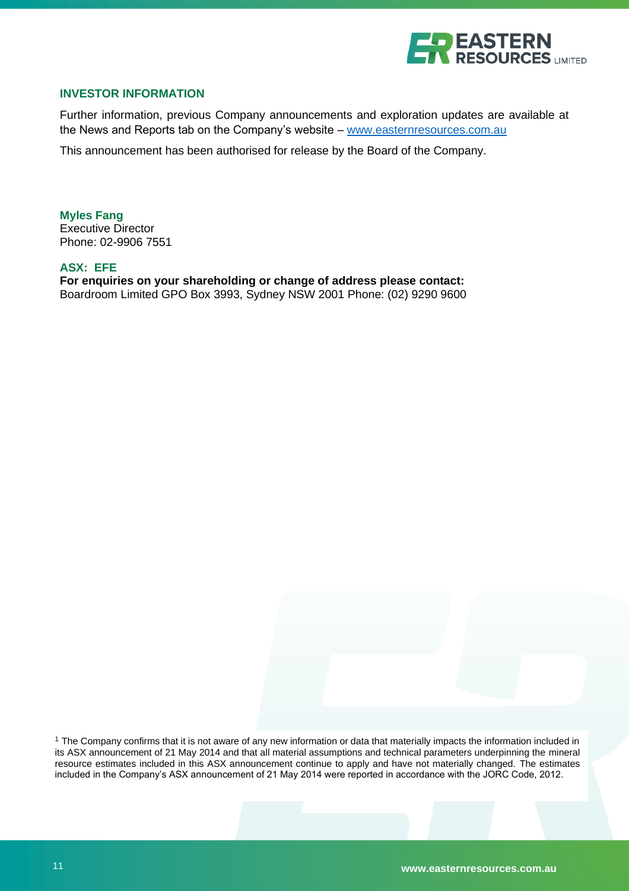## INVESTOR INFORMATION

Further information, previous Company announcements and exploration updates are available at the News and Reports tab on the Company's website – [www.easternresources.com.au](http://www.easternresources.com.au)

This announcement has been authorised for release by the Board of the Company.

**Myles Fang**
Executive Director
Phone: 02-9906 7551

**ASX: EFE**
**For enquiries on your shareholding or change of address please contact:**
Boardroom Limited GPO Box 3993, Sydney NSW 2001 Phone: (02) 9290 9600

[1] The Company confirms that it is not aware of any new information or data that materially impacts the information included in its ASX announcement of 21 May 2014 and that all material assumptions and technical parameters underpinning the mineral resource estimates included in this ASX announcement continue to apply and have not materially changed. The estimates included in the Company's ASX announcement of 21 May 2014 were reported in accordance with the JORC Code, 2012.